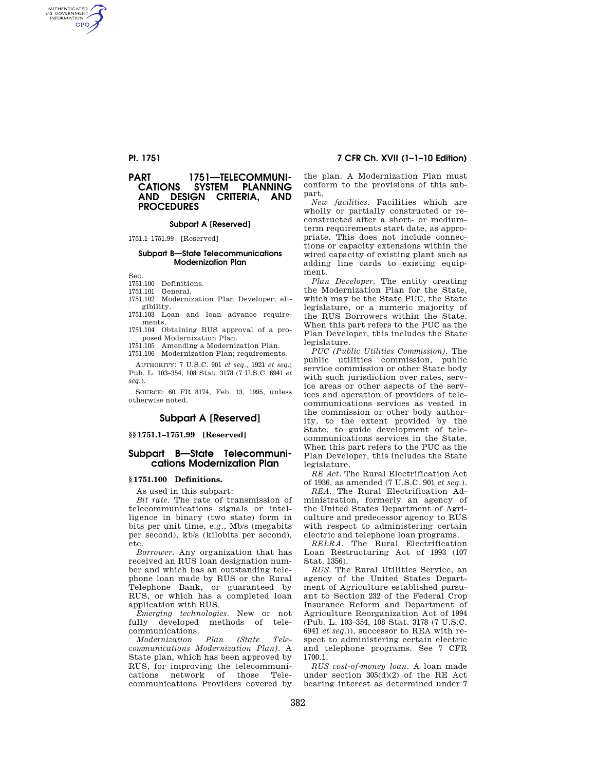# PART 1751—TELECOMMUNICATIONS SYSTEM PLANNING AND DESIGN CRITERIA, AND PROCEDURES

**Subpart A [Reserved]**

1751.1–1751.99 [Reserved]

**Subpart B—State Telecommunications Modernization Plan**

Sec.
1751.100 Definitions.
1751.101 General.
1751.102 Modernization Plan Developer; eligibility.
1751.103 Loan and loan advance requirements.
1751.104 Obtaining RUS approval of a proposed Modernization Plan.
1751.105 Amending a Modernization Plan.
1751.106 Modernization Plan; requirements.

AUTHORITY: 7 U.S.C. 901 *et seq.*, 1921 *et seq.*; Pub. L. 103–354, 108 Stat. 3178 (7 U.S.C. 6941 *et seq.*).

SOURCE: 60 FR 8174, Feb. 13, 1995, unless otherwise noted.

## Subpart A [Reserved]

### §§ 1751.1–1751.99 [Reserved]

## Subpart B—State Telecommunications Modernization Plan

### § 1751.100 Definitions.

As used in this subpart:

*Bit rate.* The rate of transmission of telecommunications signals or intelligence in binary (two state) form in bits per unit time, e.g., Mb/s (megabits per second), kb/s (kilobits per second), etc.

*Borrower.* Any organization that has received an RUS loan designation number and which has an outstanding telephone loan made by RUS or the Rural Telephone Bank, or guaranteed by RUS, or which has a completed loan application with RUS.

*Emerging technologies.* New or not fully developed methods of telecommunications.

*Modernization Plan (State Telecommunications Modernization Plan).* A State plan, which has been approved by RUS, for improving the telecommunications network of those Telecommunications Providers covered by the plan. A Modernization Plan must conform to the provisions of this subpart.

*New facilities.* Facilities which are wholly or partially constructed or reconstructed after a short- or medium-term requirements start date, as appropriate. This does not include connections or capacity extensions within the wired capacity of existing plant such as adding line cards to existing equipment.

*Plan Developer.* The entity creating the Modernization Plan for the State, which may be the State PUC, the State legislature, or a numeric majority of the RUS Borrowers within the State. When this part refers to the PUC as the Plan Developer, this includes the State legislature.

*PUC (Public Utilities Commission).* The public utilities commission, public service commission or other State body with such jurisdiction over rates, service areas or other aspects of the services and operation of providers of telecommunications services as vested in the commission or other body authority, to the extent provided by the State, to guide development of telecommunications services in the State. When this part refers to the PUC as the Plan Developer, this includes the State legislature.

*RE Act.* The Rural Electrification Act of 1936, as amended (7 U.S.C. 901 *et seq.*).

*REA.* The Rural Electrification Administration, formerly an agency of the United States Department of Agriculture and predecessor agency to RUS with respect to administering certain electric and telephone loan programs.

*RELRA.* The Rural Electrification Loan Restructuring Act of 1993 (107 Stat. 1356).

*RUS.* The Rural Utilities Service, an agency of the United States Department of Agriculture established pursuant to Section 232 of the Federal Crop Insurance Reform and Department of Agriculture Reorganization Act of 1994 (Pub. L. 103–354, 108 Stat. 3178 (7 U.S.C. 6941 *et seq.*)), successor to REA with respect to administering certain electric and telephone programs. See 7 CFR 1700.1.

*RUS cost-of-money loan.* A loan made under section 305(d)(2) of the RE Act bearing interest as determined under 7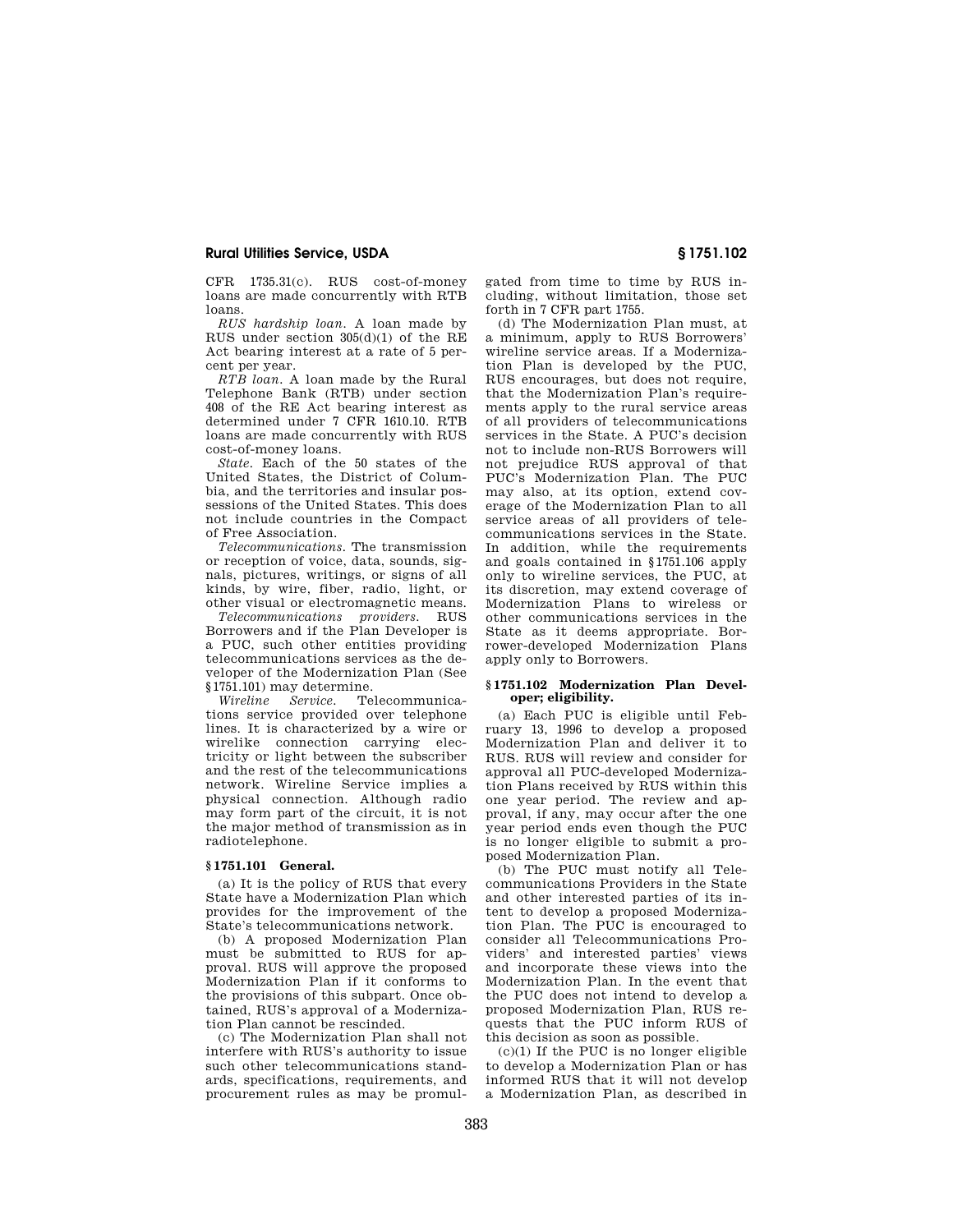CFR 1735.31(c). RUS cost-of-money loans are made concurrently with RTB loans.

*RUS hardship loan.* A loan made by RUS under section 305(d)(1) of the RE Act bearing interest at a rate of 5 percent per year.

*RTB loan.* A loan made by the Rural Telephone Bank (RTB) under section 408 of the RE Act bearing interest as determined under 7 CFR 1610.10. RTB loans are made concurrently with RUS cost-of-money loans.

*State.* Each of the 50 states of the United States, the District of Columbia, and the territories and insular possessions of the United States. This does not include countries in the Compact of Free Association.

*Telecommunications.* The transmission or reception of voice, data, sounds, signals, pictures, writings, or signs of all kinds, by wire, fiber, radio, light, or other visual or electromagnetic means.

*Telecommunications providers.* RUS Borrowers and if the Plan Developer is a PUC, such other entities providing telecommunications services as the developer of the Modernization Plan (See §1751.101) may determine.

*Wireline Service.* Telecommunications service provided over telephone lines. It is characterized by a wire or wirelike connection carrying electricity or light between the subscriber and the rest of the telecommunications network. Wireline Service implies a physical connection. Although radio may form part of the circuit, it is not the major method of transmission as in radiotelephone.

### §1751.101 General.

(a) It is the policy of RUS that every State have a Modernization Plan which provides for the improvement of the State's telecommunications network.

(b) A proposed Modernization Plan must be submitted to RUS for approval. RUS will approve the proposed Modernization Plan if it conforms to the provisions of this subpart. Once obtained, RUS's approval of a Modernization Plan cannot be rescinded.

(c) The Modernization Plan shall not interfere with RUS's authority to issue such other telecommunications standards, specifications, requirements, and procurement rules as may be promulgated from time to time by RUS including, without limitation, those set forth in 7 CFR part 1755.

(d) The Modernization Plan must, at a minimum, apply to RUS Borrowers' wireline service areas. If a Modernization Plan is developed by the PUC, RUS encourages, but does not require, that the Modernization Plan's requirements apply to the rural service areas of all providers of telecommunications services in the State. A PUC's decision not to include non-RUS Borrowers will not prejudice RUS approval of that PUC's Modernization Plan. The PUC may also, at its option, extend coverage of the Modernization Plan to all service areas of all providers of telecommunications services in the State. In addition, while the requirements and goals contained in §1751.106 apply only to wireline services, the PUC, at its discretion, may extend coverage of Modernization Plans to wireless or other communications services in the State as it deems appropriate. Borrower-developed Modernization Plans apply only to Borrowers.

### §1751.102 Modernization Plan Developer; eligibility.

(a) Each PUC is eligible until February 13, 1996 to develop a proposed Modernization Plan and deliver it to RUS. RUS will review and consider for approval all PUC-developed Modernization Plans received by RUS within this one year period. The review and approval, if any, may occur after the one year period ends even though the PUC is no longer eligible to submit a proposed Modernization Plan.

(b) The PUC must notify all Telecommunications Providers in the State and other interested parties of its intent to develop a proposed Modernization Plan. The PUC is encouraged to consider all Telecommunications Providers' and interested parties' views and incorporate these views into the Modernization Plan. In the event that the PUC does not intend to develop a proposed Modernization Plan, RUS requests that the PUC inform RUS of this decision as soon as possible.

(c)(1) If the PUC is no longer eligible to develop a Modernization Plan or has informed RUS that it will not develop a Modernization Plan, as described in